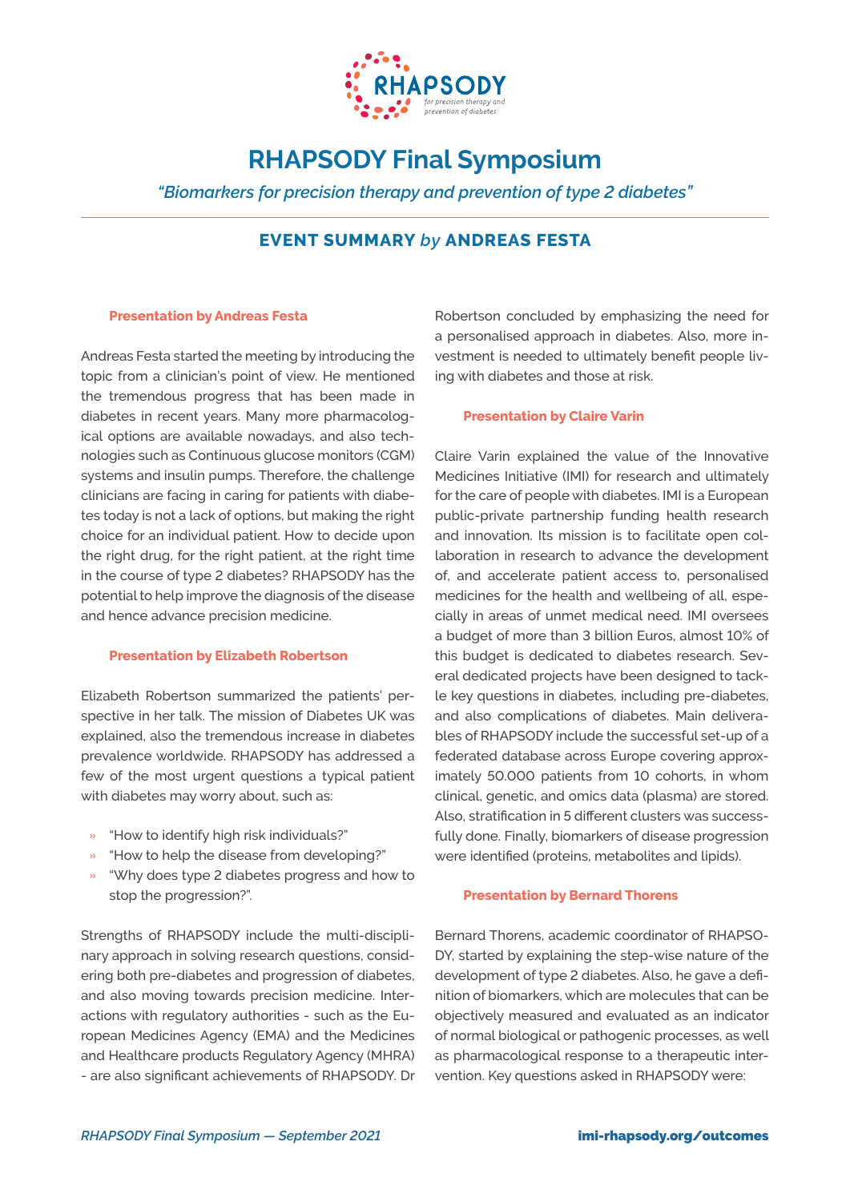RHAPSODY

for precision therapy and prevention of diabetes

# RHAPSODY Final Symposium

*"Biomarkers for precision therapy and prevention of type 2 diabetes"*

## EVENT SUMMARY *by* ANDREAS FESTA

### Presentation by Andreas Festa

Andreas Festa started the meeting by introducing the topic from a clinician's point of view. He mentioned the tremendous progress that has been made in diabetes in recent years. Many more pharmacological options are available nowadays, and also technologies such as Continuous glucose monitors (CGM) systems and insulin pumps. Therefore, the challenge clinicians are facing in caring for patients with diabetes today is not a lack of options, but making the right choice for an individual patient. How to decide upon the right drug, for the right patient, at the right time in the course of type 2 diabetes? RHAPSODY has the potential to help improve the diagnosis of the disease and hence advance precision medicine.

### Presentation by Elizabeth Robertson

Elizabeth Robertson summarized the patients' perspective in her talk. The mission of Diabetes UK was explained, also the tremendous increase in diabetes prevalence worldwide. RHAPSODY has addressed a few of the most urgent questions a typical patient with diabetes may worry about, such as:

- "How to identify high risk individuals?"
- "How to help the disease from developing?"
- "Why does type 2 diabetes progress and how to stop the progression?".

Strengths of RHAPSODY include the multi-disciplinary approach in solving research questions, considering both pre-diabetes and progression of diabetes, and also moving towards precision medicine. Interactions with regulatory authorities - such as the European Medicines Agency (EMA) and the Medicines and Healthcare products Regulatory Agency (MHRA) - are also significant achievements of RHAPSODY. Dr Robertson concluded by emphasizing the need for a personalised approach in diabetes. Also, more investment is needed to ultimately benefit people living with diabetes and those at risk.

### Presentation by Claire Varin

Claire Varin explained the value of the Innovative Medicines Initiative (IMI) for research and ultimately for the care of people with diabetes. IMI is a European public-private partnership funding health research and innovation. Its mission is to facilitate open collaboration in research to advance the development of, and accelerate patient access to, personalised medicines for the health and wellbeing of all, especially in areas of unmet medical need. IMI oversees a budget of more than 3 billion Euros, almost 10% of this budget is dedicated to diabetes research. Several dedicated projects have been designed to tackle key questions in diabetes, including pre-diabetes, and also complications of diabetes. Main deliverables of RHAPSODY include the successful set-up of a federated database across Europe covering approximately 50.000 patients from 10 cohorts, in whom clinical, genetic, and omics data (plasma) are stored. Also, stratification in 5 different clusters was successfully done. Finally, biomarkers of disease progression were identified (proteins, metabolites and lipids).

### Presentation by Bernard Thorens

Bernard Thorens, academic coordinator of RHAPSODY, started by explaining the step-wise nature of the development of type 2 diabetes. Also, he gave a definition of biomarkers, which are molecules that can be objectively measured and evaluated as an indicator of normal biological or pathogenic processes, as well as pharmacological response to a therapeutic intervention. Key questions asked in RHAPSODY were: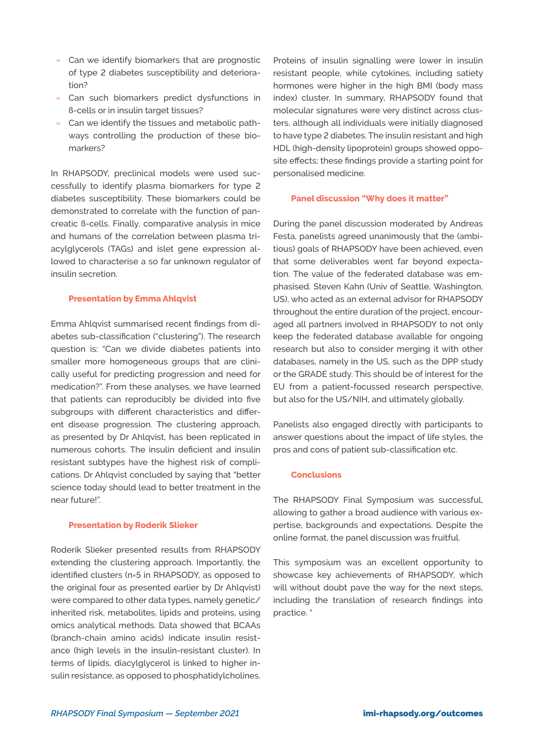- Can we identify biomarkers that are prognostic of type 2 diabetes susceptibility and deterioration?
- Can such biomarkers predict dysfunctions in ß-cells or in insulin target tissues?
- Can we identify the tissues and metabolic pathways controlling the production of these biomarkers?

In RHAPSODY, preclinical models were used successfully to identify plasma biomarkers for type 2 diabetes susceptibility. These biomarkers could be demonstrated to correlate with the function of pancreatic ß-cells. Finally, comparative analysis in mice and humans of the correlation between plasma triacylglycerols (TAGs) and islet gene expression allowed to characterise a so far unknown regulator of insulin secretion.

### Presentation by Emma Ahlqvist

Emma Ahlqvist summarised recent findings from diabetes sub-classification ("clustering"). The research question is: "Can we divide diabetes patients into smaller more homogeneous groups that are clinically useful for predicting progression and need for medication?". From these analyses, we have learned that patients can reproducibly be divided into five subgroups with different characteristics and different disease progression. The clustering approach, as presented by Dr Ahlqvist, has been replicated in numerous cohorts. The insulin deficient and insulin resistant subtypes have the highest risk of complications. Dr Ahlqvist concluded by saying that "better science today should lead to better treatment in the near future!".

### Presentation by Roderik Slieker

Roderik Slieker presented results from RHAPSODY extending the clustering approach. Importantly, the identified clusters (n=5 in RHAPSODY, as opposed to the original four as presented earlier by Dr Ahlqvist) were compared to other data types, namely genetic/inherited risk, metabolites, lipids and proteins, using omics analytical methods. Data showed that BCAAs (branch-chain amino acids) indicate insulin resistance (high levels in the insulin-resistant cluster). In terms of lipids, diacylglycerol is linked to higher insulin resistance, as opposed to phosphatidylcholines. Proteins of insulin signalling were lower in insulin resistant people, while cytokines, including satiety hormones were higher in the high BMI (body mass index) cluster. In summary, RHAPSODY found that molecular signatures were very distinct across clusters, although all individuals were initially diagnosed to have type 2 diabetes. The insulin resistant and high HDL (high-density lipoprotein) groups showed opposite effects; these findings provide a starting point for personalised medicine.

### Panel discussion "Why does it matter"

During the panel discussion moderated by Andreas Festa, panelists agreed unanimously that the (ambitious) goals of RHAPSODY have been achieved, even that some deliverables went far beyond expectation. The value of the federated database was emphasised. Steven Kahn (Univ of Seattle, Washington, US), who acted as an external advisor for RHAPSODY throughout the entire duration of the project, encouraged all partners involved in RHAPSODY to not only keep the federated database available for ongoing research but also to consider merging it with other databases, namely in the US, such as the DPP study or the GRADE study. This should be of interest for the EU from a patient-focussed research perspective, but also for the US/NIH, and ultimately globally.

Panelists also engaged directly with participants to answer questions about the impact of life styles, the pros and cons of patient sub-classification etc.

### Conclusions

The RHAPSODY Final Symposium was successful, allowing to gather a broad audience with various expertise, backgrounds and expectations. Despite the online format, the panel discussion was fruitful.

This symposium was an excellent opportunity to showcase key achievements of RHAPSODY, which will without doubt pave the way for the next steps, including the translation of research findings into practice. "